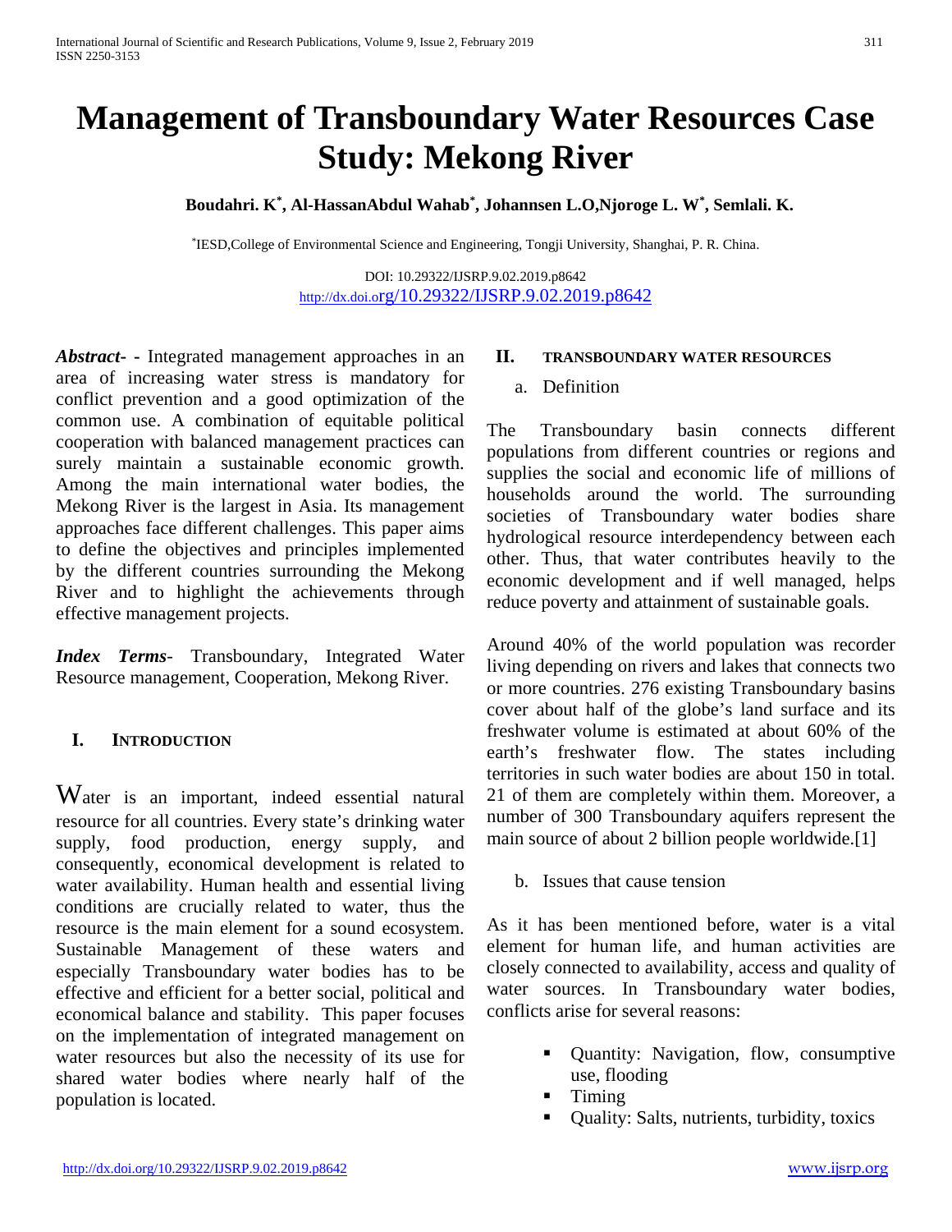# Management of Transboundary Water Resources Case Study: Mekong River

**Boudahri. K[*], Al-HassanAbdul Wahab[*], Johannsen L.O,Njoroge L. W[*], Semlali. K.**

[*]IESD,College of Environmental Science and Engineering, Tongji University, Shanghai, P. R. China.

DOI: 10.29322/IJSRP.9.02.2019.p8642
http://dx.doi.org/10.29322/IJSRP.9.02.2019.p8642

***Abstract*** **-** Integrated management approaches in an area of increasing water stress is mandatory for conflict prevention and a good optimization of the common use. A combination of equitable political cooperation with balanced management practices can surely maintain a sustainable economic growth. Among the main international water bodies, the Mekong River is the largest in Asia. Its management approaches face different challenges. This paper aims to define the objectives and principles implemented by the different countries surrounding the Mekong River and to highlight the achievements through effective management projects.

***Index Terms***- Transboundary, Integrated Water Resource management, Cooperation, Mekong River.

## I. Introduction

Water is an important, indeed essential natural resource for all countries. Every state's drinking water supply, food production, energy supply, and consequently, economical development is related to water availability. Human health and essential living conditions are crucially related to water, thus the resource is the main element for a sound ecosystem. Sustainable Management of these waters and especially Transboundary water bodies has to be effective and efficient for a better social, political and economical balance and stability. This paper focuses on the implementation of integrated management on water resources but also the necessity of its use for shared water bodies where nearly half of the population is located.

## II. Transboundary Water Resources

### a. Definition

The Transboundary basin connects different populations from different countries or regions and supplies the social and economic life of millions of households around the world. The surrounding societies of Transboundary water bodies share hydrological resource interdependency between each other. Thus, that water contributes heavily to the economic development and if well managed, helps reduce poverty and attainment of sustainable goals.

Around 40% of the world population was recorder living depending on rivers and lakes that connects two or more countries. 276 existing Transboundary basins cover about half of the globe's land surface and its freshwater volume is estimated at about 60% of the earth's freshwater flow. The states including territories in such water bodies are about 150 in total. 21 of them are completely within them. Moreover, a number of 300 Transboundary aquifers represent the main source of about 2 billion people worldwide.[1]

### b. Issues that cause tension

As it has been mentioned before, water is a vital element for human life, and human activities are closely connected to availability, access and quality of water sources. In Transboundary water bodies, conflicts arise for several reasons:

- Quantity: Navigation, flow, consumptive use, flooding
- Timing
- Quality: Salts, nutrients, turbidity, toxics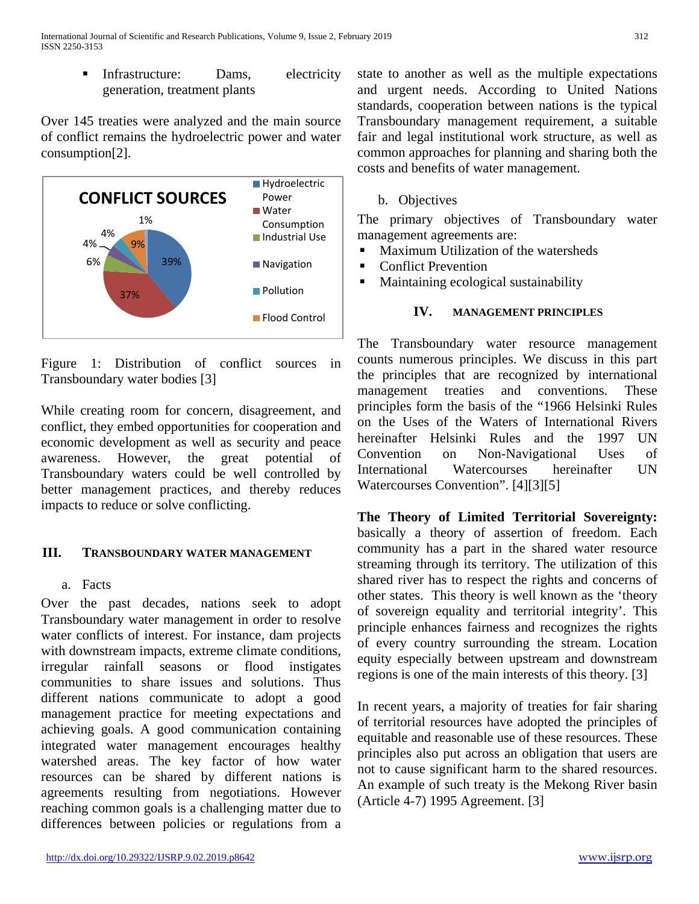- Infrastructure: Dams, electricity generation, treatment plants

Over 145 treaties were analyzed and the main source of conflict remains the hydroelectric power and water consumption[2].

Figure 1: Distribution of conflict sources in Transboundary water bodies [3]

While creating room for concern, disagreement, and conflict, they embed opportunities for cooperation and economic development as well as security and peace awareness. However, the great potential of Transboundary waters could be well controlled by better management practices, and thereby reduces impacts to reduce or solve conflicting.

## III. Transboundary Water Management

### a. Facts

Over the past decades, nations seek to adopt Transboundary water management in order to resolve water conflicts of interest. For instance, dam projects with downstream impacts, extreme climate conditions, irregular rainfall seasons or flood instigates communities to share issues and solutions. Thus different nations communicate to adopt a good management practice for meeting expectations and achieving goals. A good communication containing integrated water management encourages healthy watershed areas. The key factor of how water resources can be shared by different nations is agreements resulting from negotiations. However reaching common goals is a challenging matter due to differences between policies or regulations from a state to another as well as the multiple expectations and urgent needs. According to United Nations standards, cooperation between nations is the typical Transboundary management requirement, a suitable fair and legal institutional work structure, as well as common approaches for planning and sharing both the costs and benefits of water management.

### b. Objectives

The primary objectives of Transboundary water management agreements are:

- Maximum Utilization of the watersheds
- Conflict Prevention
- Maintaining ecological sustainability

## IV. Management Principles

The Transboundary water resource management counts numerous principles. We discuss in this part the principles that are recognized by international management treaties and conventions. These principles form the basis of the "1966 Helsinki Rules on the Uses of the Waters of International Rivers hereinafter Helsinki Rules and the 1997 UN Convention on Non-Navigational Uses of International Watercourses hereinafter UN Watercourses Convention". [4][3][5]

**The Theory of Limited Territorial Sovereignty:** basically a theory of assertion of freedom. Each community has a part in the shared water resource streaming through its territory. The utilization of this shared river has to respect the rights and concerns of other states. This theory is well known as the 'theory of sovereign equality and territorial integrity'. This principle enhances fairness and recognizes the rights of every country surrounding the stream. Location equity especially between upstream and downstream regions is one of the main interests of this theory. [3]

In recent years, a majority of treaties for fair sharing of territorial resources have adopted the principles of equitable and reasonable use of these resources. These principles also put across an obligation that users are not to cause significant harm to the shared resources. An example of such treaty is the Mekong River basin (Article 4-7) 1995 Agreement. [3]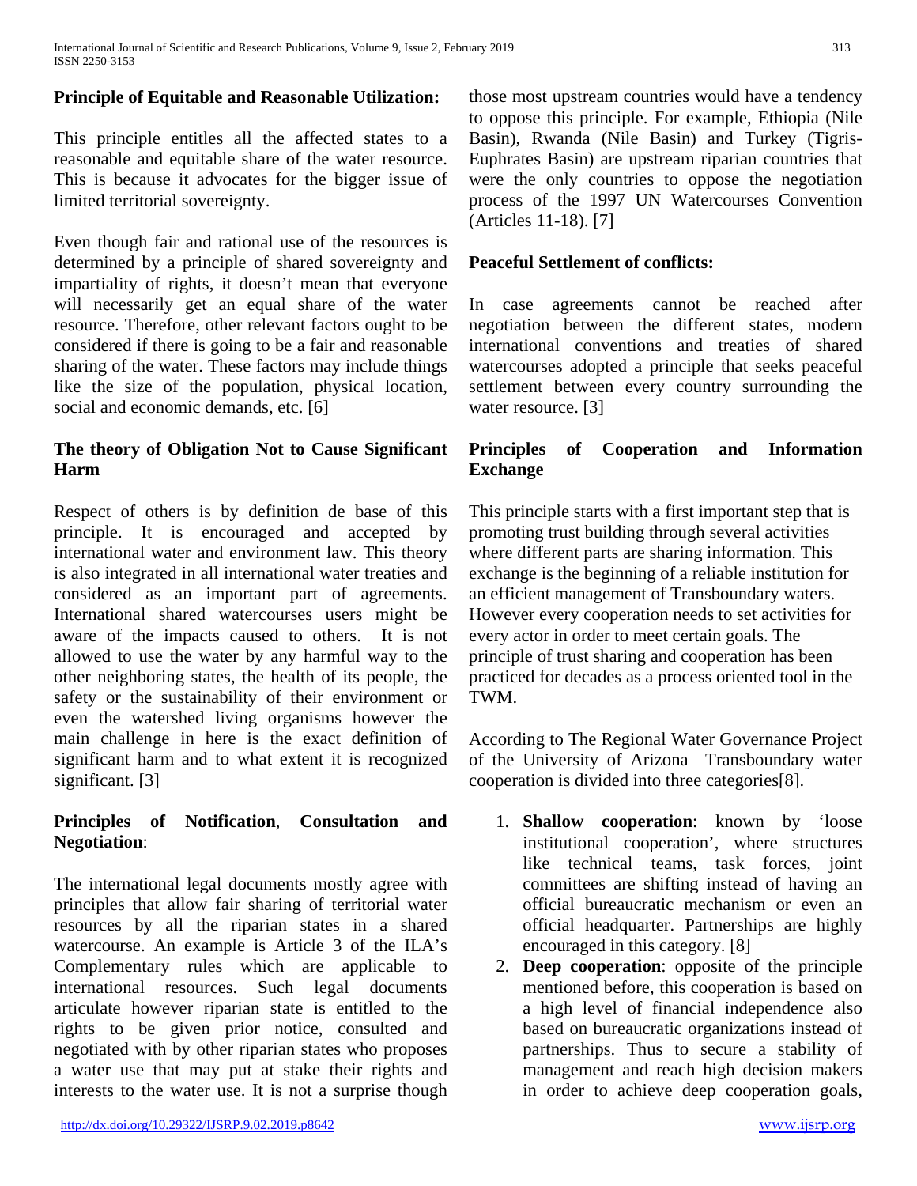**Principle of Equitable and Reasonable Utilization:**

This principle entitles all the affected states to a reasonable and equitable share of the water resource. This is because it advocates for the bigger issue of limited territorial sovereignty.

Even though fair and rational use of the resources is determined by a principle of shared sovereignty and impartiality of rights, it doesn't mean that everyone will necessarily get an equal share of the water resource. Therefore, other relevant factors ought to be considered if there is going to be a fair and reasonable sharing of the water. These factors may include things like the size of the population, physical location, social and economic demands, etc. [6]

**The theory of Obligation Not to Cause Significant Harm**

Respect of others is by definition de base of this principle. It is encouraged and accepted by international water and environment law. This theory is also integrated in all international water treaties and considered as an important part of agreements. International shared watercourses users might be aware of the impacts caused to others. It is not allowed to use the water by any harmful way to the other neighboring states, the health of its people, the safety or the sustainability of their environment or even the watershed living organisms however the main challenge in here is the exact definition of significant harm and to what extent it is recognized significant. [3]

**Principles of Notification**, **Consultation and Negotiation**:

The international legal documents mostly agree with principles that allow fair sharing of territorial water resources by all the riparian states in a shared watercourse. An example is Article 3 of the ILA's Complementary rules which are applicable to international resources. Such legal documents articulate however riparian state is entitled to the rights to be given prior notice, consulted and negotiated with by other riparian states who proposes a water use that may put at stake their rights and interests to the water use. It is not a surprise though those most upstream countries would have a tendency to oppose this principle. For example, Ethiopia (Nile Basin), Rwanda (Nile Basin) and Turkey (Tigris-Euphrates Basin) are upstream riparian countries that were the only countries to oppose the negotiation process of the 1997 UN Watercourses Convention (Articles 11-18). [7]

**Peaceful Settlement of conflicts:**

In case agreements cannot be reached after negotiation between the different states, modern international conventions and treaties of shared watercourses adopted a principle that seeks peaceful settlement between every country surrounding the water resource. [3]

**Principles of Cooperation and Information Exchange**

This principle starts with a first important step that is promoting trust building through several activities where different parts are sharing information. This exchange is the beginning of a reliable institution for an efficient management of Transboundary waters. However every cooperation needs to set activities for every actor in order to meet certain goals. The principle of trust sharing and cooperation has been practiced for decades as a process oriented tool in the TWM.

According to The Regional Water Governance Project of the University of Arizona Transboundary water cooperation is divided into three categories[8].

1. **Shallow cooperation**: known by 'loose institutional cooperation', where structures like technical teams, task forces, joint committees are shifting instead of having an official bureaucratic mechanism or even an official headquarter. Partnerships are highly encouraged in this category. [8]
2. **Deep cooperation**: opposite of the principle mentioned before, this cooperation is based on a high level of financial independence also based on bureaucratic organizations instead of partnerships. Thus to secure a stability of management and reach high decision makers in order to achieve deep cooperation goals,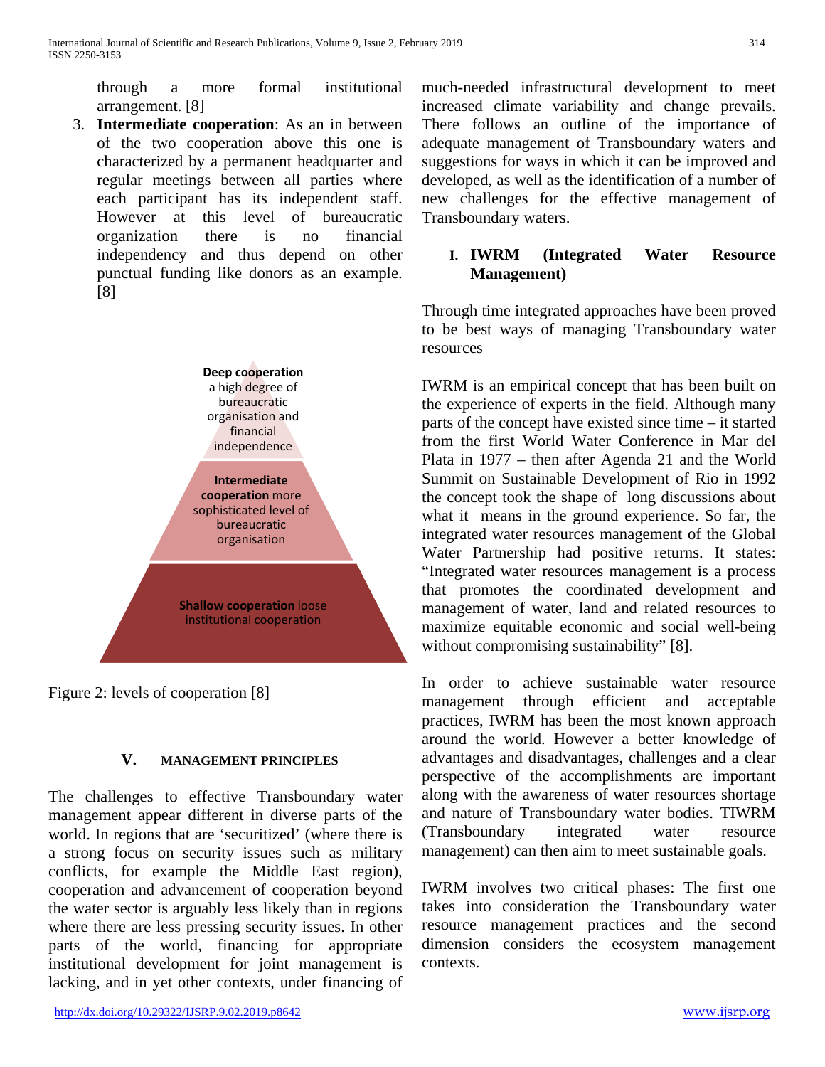through a more formal institutional arrangement. [8]

3. **Intermediate cooperation**: As an in between of the two cooperation above this one is characterized by a permanent headquarter and regular meetings between all parties where each participant has its independent staff. However at this level of bureaucratic organization there is no financial independency and thus depend on other punctual funding like donors as an example. [8]

**Deep cooperation** a high degree of bureaucratic organisation and financial independence

**Intermediate cooperation** more sophisticated level of bureaucratic organisation

**Shallow cooperation** loose institutional cooperation

Figure 2: levels of cooperation [8]

## V. MANAGEMENT PRINCIPLES

The challenges to effective Transboundary water management appear different in diverse parts of the world. In regions that are 'securitized' (where there is a strong focus on security issues such as military conflicts, for example the Middle East region), cooperation and advancement of cooperation beyond the water sector is arguably less likely than in regions where there are less pressing security issues. In other parts of the world, financing for appropriate institutional development for joint management is lacking, and in yet other contexts, under financing of much-needed infrastructural development to meet increased climate variability and change prevails. There follows an outline of the importance of adequate management of Transboundary waters and suggestions for ways in which it can be improved and developed, as well as the identification of a number of new challenges for the effective management of Transboundary waters.

### I. IWRM (Integrated Water Resource Management)

Through time integrated approaches have been proved to be best ways of managing Transboundary water resources

IWRM is an empirical concept that has been built on the experience of experts in the field. Although many parts of the concept have existed since time – it started from the first World Water Conference in Mar del Plata in 1977 – then after Agenda 21 and the World Summit on Sustainable Development of Rio in 1992 the concept took the shape of long discussions about what it means in the ground experience. So far, the integrated water resources management of the Global Water Partnership had positive returns. It states: "Integrated water resources management is a process that promotes the coordinated development and management of water, land and related resources to maximize equitable economic and social well-being without compromising sustainability" [8].

In order to achieve sustainable water resource management through efficient and acceptable practices, IWRM has been the most known approach around the world. However a better knowledge of advantages and disadvantages, challenges and a clear perspective of the accomplishments are important along with the awareness of water resources shortage and nature of Transboundary water bodies. TIWRM (Transboundary integrated water resource management) can then aim to meet sustainable goals.

IWRM involves two critical phases: The first one takes into consideration the Transboundary water resource management practices and the second dimension considers the ecosystem management contexts.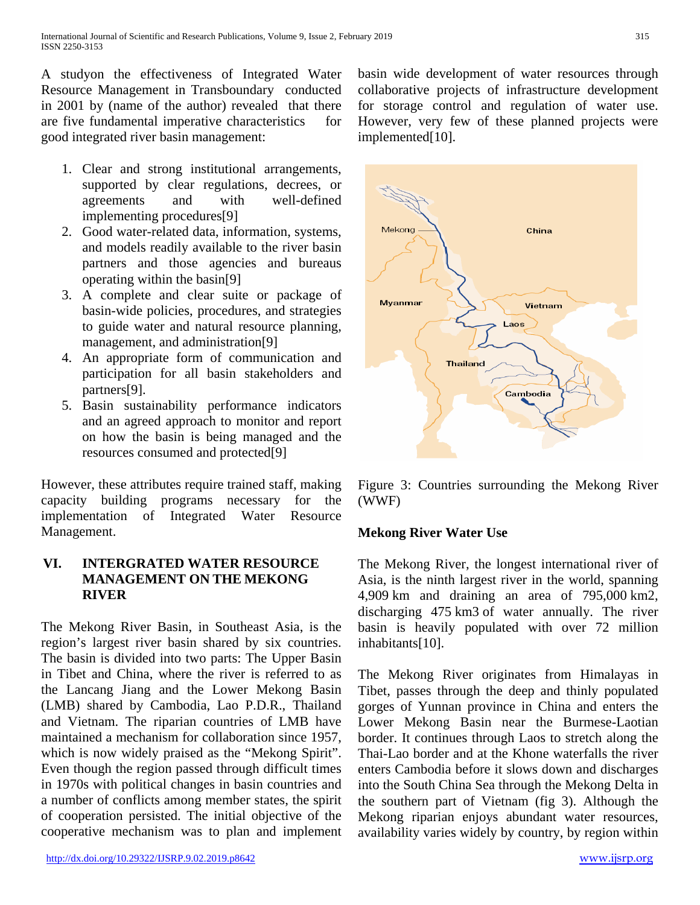A studyon the effectiveness of Integrated Water Resource Management in Transboundary conducted in 2001 by (name of the author) revealed that there are five fundamental imperative characteristics for good integrated river basin management:

1. Clear and strong institutional arrangements, supported by clear regulations, decrees, or agreements and with well-defined implementing procedures[9]
2. Good water-related data, information, systems, and models readily available to the river basin partners and those agencies and bureaus operating within the basin[9]
3. A complete and clear suite or package of basin-wide policies, procedures, and strategies to guide water and natural resource planning, management, and administration[9]
4. An appropriate form of communication and participation for all basin stakeholders and partners[9].
5. Basin sustainability performance indicators and an agreed approach to monitor and report on how the basin is being managed and the resources consumed and protected[9]

However, these attributes require trained staff, making capacity building programs necessary for the implementation of Integrated Water Resource Management.

## VI. INTERGRATED WATER RESOURCE MANAGEMENT ON THE MEKONG RIVER

The Mekong River Basin, in Southeast Asia, is the region's largest river basin shared by six countries. The basin is divided into two parts: The Upper Basin in Tibet and China, where the river is referred to as the Lancang Jiang and the Lower Mekong Basin (LMB) shared by Cambodia, Lao P.D.R., Thailand and Vietnam. The riparian countries of LMB have maintained a mechanism for collaboration since 1957, which is now widely praised as the "Mekong Spirit". Even though the region passed through difficult times in 1970s with political changes in basin countries and a number of conflicts among member states, the spirit of cooperation persisted. The initial objective of the cooperative mechanism was to plan and implement basin wide development of water resources through collaborative projects of infrastructure development for storage control and regulation of water use. However, very few of these planned projects were implemented[10].

Figure 3: Countries surrounding the Mekong River (WWF)

### Mekong River Water Use

The Mekong River, the longest international river of Asia, is the ninth largest river in the world, spanning 4,909 km and draining an area of 795,000 km2, discharging 475 km3 of water annually. The river basin is heavily populated with over 72 million inhabitants[10].

The Mekong River originates from Himalayas in Tibet, passes through the deep and thinly populated gorges of Yunnan province in China and enters the Lower Mekong Basin near the Burmese-Laotian border. It continues through Laos to stretch along the Thai-Lao border and at the Khone waterfalls the river enters Cambodia before it slows down and discharges into the South China Sea through the Mekong Delta in the southern part of Vietnam (fig 3). Although the Mekong riparian enjoys abundant water resources, availability varies widely by country, by region within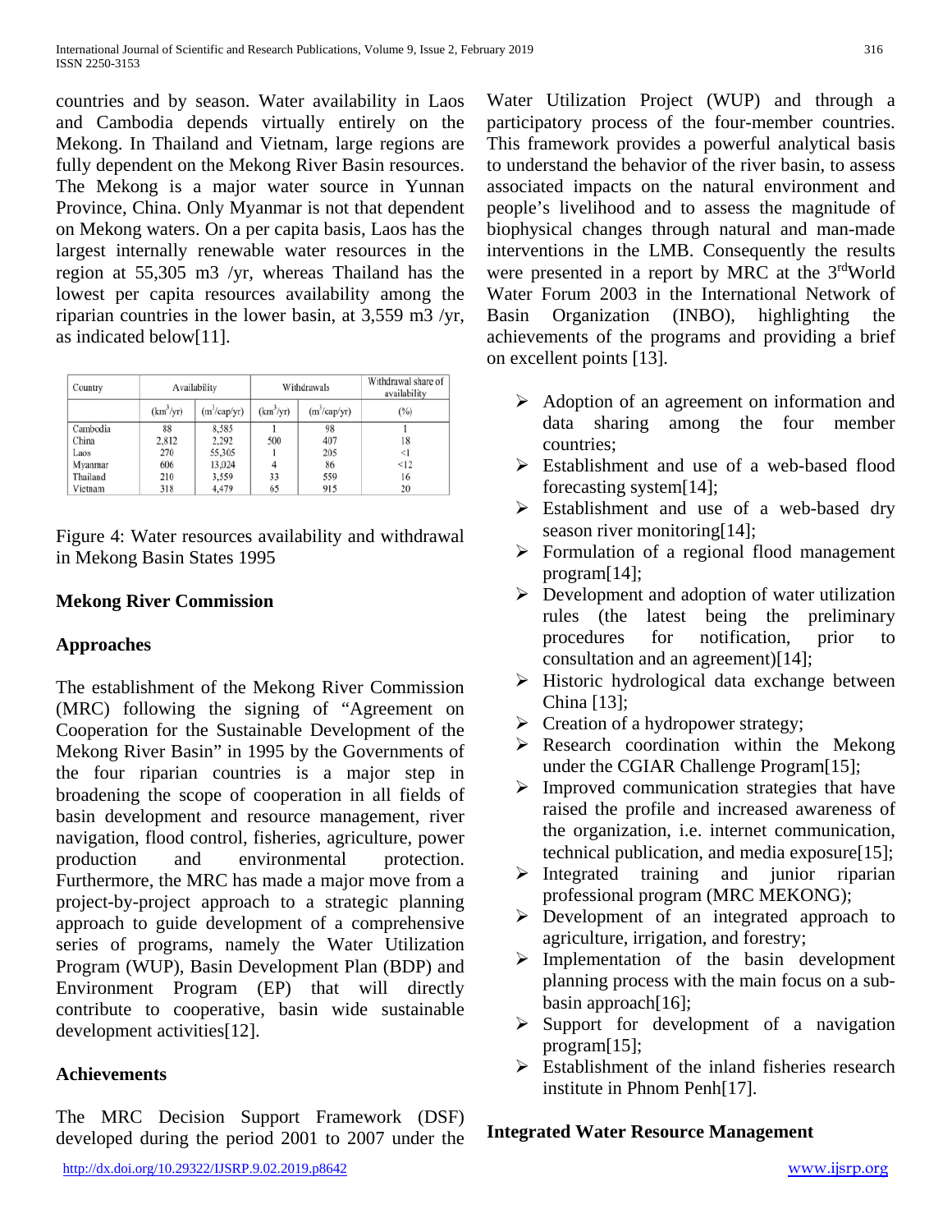countries and by season. Water availability in Laos and Cambodia depends virtually entirely on the Mekong. In Thailand and Vietnam, large regions are fully dependent on the Mekong River Basin resources. The Mekong is a major water source in Yunnan Province, China. Only Myanmar is not that dependent on Mekong waters. On a per capita basis, Laos has the largest internally renewable water resources in the region at 55,305 m3 /yr, whereas Thailand has the lowest per capita resources availability among the riparian countries in the lower basin, at 3,559 m3 /yr, as indicated below[11].

| Country | Availability | | Withdrawals | | Withdrawal share of availability |
|---|---|---|---|---|---|
| | ($km^3$/yr) | ($m^3$/cap/yr) | ($km^3$/yr) | ($m^3$/cap/yr) | (%) |
| Cambodia | 88 | 8,585 | 1 | 98 | 1 |
| China | 2,812 | 2,292 | 500 | 407 | 18 |
| Laos | 270 | 55,305 | 1 | 205 | <1 |
| Myanmar | 606 | 13,024 | 4 | 86 | <12 |
| Thailand | 210 | 3,559 | 33 | 559 | 16 |
| Vietnam | 318 | 4,479 | 65 | 915 | 20 |

Figure 4: Water resources availability and withdrawal in Mekong Basin States 1995

**Mekong River Commission**

**Approaches**

The establishment of the Mekong River Commission (MRC) following the signing of "Agreement on Cooperation for the Sustainable Development of the Mekong River Basin" in 1995 by the Governments of the four riparian countries is a major step in broadening the scope of cooperation in all fields of basin development and resource management, river navigation, flood control, fisheries, agriculture, power production and environmental protection. Furthermore, the MRC has made a major move from a project-by-project approach to a strategic planning approach to guide development of a comprehensive series of programs, namely the Water Utilization Program (WUP), Basin Development Plan (BDP) and Environment Program (EP) that will directly contribute to cooperative, basin wide sustainable development activities[12].

**Achievements**

The MRC Decision Support Framework (DSF) developed during the period 2001 to 2007 under the Water Utilization Project (WUP) and through a participatory process of the four-member countries. This framework provides a powerful analytical basis to understand the behavior of the river basin, to assess associated impacts on the natural environment and people's livelihood and to assess the magnitude of biophysical changes through natural and man-made interventions in the LMB. Consequently the results were presented in a report by MRC at the 3rd World Water Forum 2003 in the International Network of Basin Organization (INBO), highlighting the achievements of the programs and providing a brief on excellent points [13].

- Adoption of an agreement on information and data sharing among the four member countries;
- Establishment and use of a web-based flood forecasting system[14];
- Establishment and use of a web-based dry season river monitoring[14];
- Formulation of a regional flood management program[14];
- Development and adoption of water utilization rules (the latest being the preliminary procedures for notification, prior to consultation and an agreement)[14];
- Historic hydrological data exchange between China [13];
- Creation of a hydropower strategy;
- Research coordination within the Mekong under the CGIAR Challenge Program[15];
- Improved communication strategies that have raised the profile and increased awareness of the organization, i.e. internet communication, technical publication, and media exposure[15];
- Integrated training and junior riparian professional program (MRC MEKONG);
- Development of an integrated approach to agriculture, irrigation, and forestry;
- Implementation of the basin development planning process with the main focus on a sub-basin approach[16];
- Support for development of a navigation program[15];
- Establishment of the inland fisheries research institute in Phnom Penh[17].

**Integrated Water Resource Management**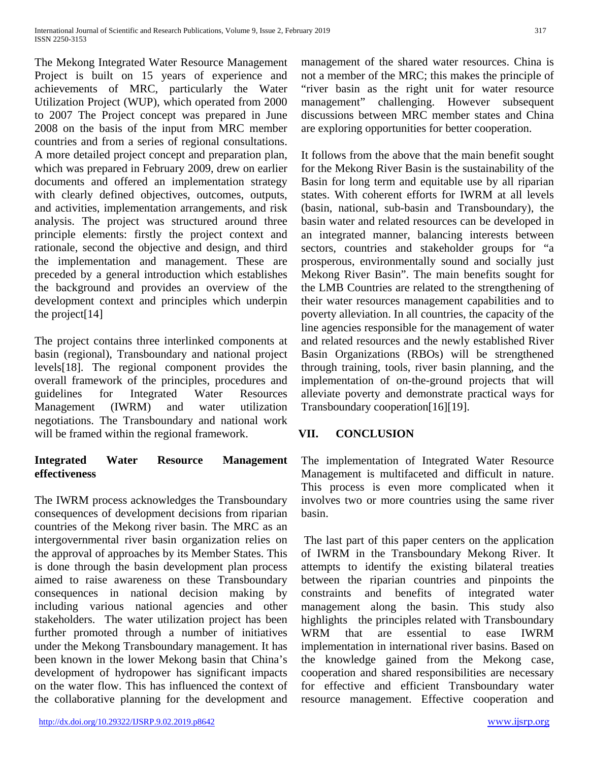The Mekong Integrated Water Resource Management Project is built on 15 years of experience and achievements of MRC, particularly the Water Utilization Project (WUP), which operated from 2000 to 2007 The Project concept was prepared in June 2008 on the basis of the input from MRC member countries and from a series of regional consultations. A more detailed project concept and preparation plan, which was prepared in February 2009, drew on earlier documents and offered an implementation strategy with clearly defined objectives, outcomes, outputs, and activities, implementation arrangements, and risk analysis. The project was structured around three principle elements: firstly the project context and rationale, second the objective and design, and third the implementation and management. These are preceded by a general introduction which establishes the background and provides an overview of the development context and principles which underpin the project[14]

The project contains three interlinked components at basin (regional), Transboundary and national project levels[18]. The regional component provides the overall framework of the principles, procedures and guidelines for Integrated Water Resources Management (IWRM) and water utilization negotiations. The Transboundary and national work will be framed within the regional framework.

**Integrated Water Resource Management effectiveness**

The IWRM process acknowledges the Transboundary consequences of development decisions from riparian countries of the Mekong river basin. The MRC as an intergovernmental river basin organization relies on the approval of approaches by its Member States. This is done through the basin development plan process aimed to raise awareness on these Transboundary consequences in national decision making by including various national agencies and other stakeholders. The water utilization project has been further promoted through a number of initiatives under the Mekong Transboundary management. It has been known in the lower Mekong basin that China's development of hydropower has significant impacts on the water flow. This has influenced the context of the collaborative planning for the development and management of the shared water resources. China is not a member of the MRC; this makes the principle of "river basin as the right unit for water resource management" challenging. However subsequent discussions between MRC member states and China are exploring opportunities for better cooperation.

It follows from the above that the main benefit sought for the Mekong River Basin is the sustainability of the Basin for long term and equitable use by all riparian states. With coherent efforts for IWRM at all levels (basin, national, sub-basin and Transboundary), the basin water and related resources can be developed in an integrated manner, balancing interests between sectors, countries and stakeholder groups for "a prosperous, environmentally sound and socially just Mekong River Basin". The main benefits sought for the LMB Countries are related to the strengthening of their water resources management capabilities and to poverty alleviation. In all countries, the capacity of the line agencies responsible for the management of water and related resources and the newly established River Basin Organizations (RBOs) will be strengthened through training, tools, river basin planning, and the implementation of on-the-ground projects that will alleviate poverty and demonstrate practical ways for Transboundary cooperation[16][19].

## VII. CONCLUSION

The implementation of Integrated Water Resource Management is multifaceted and difficult in nature. This process is even more complicated when it involves two or more countries using the same river basin.

The last part of this paper centers on the application of IWRM in the Transboundary Mekong River. It attempts to identify the existing bilateral treaties between the riparian countries and pinpoints the constraints and benefits of integrated water management along the basin. This study also highlights the principles related with Transboundary WRM that are essential to ease IWRM implementation in international river basins. Based on the knowledge gained from the Mekong case, cooperation and shared responsibilities are necessary for effective and efficient Transboundary water resource management. Effective cooperation and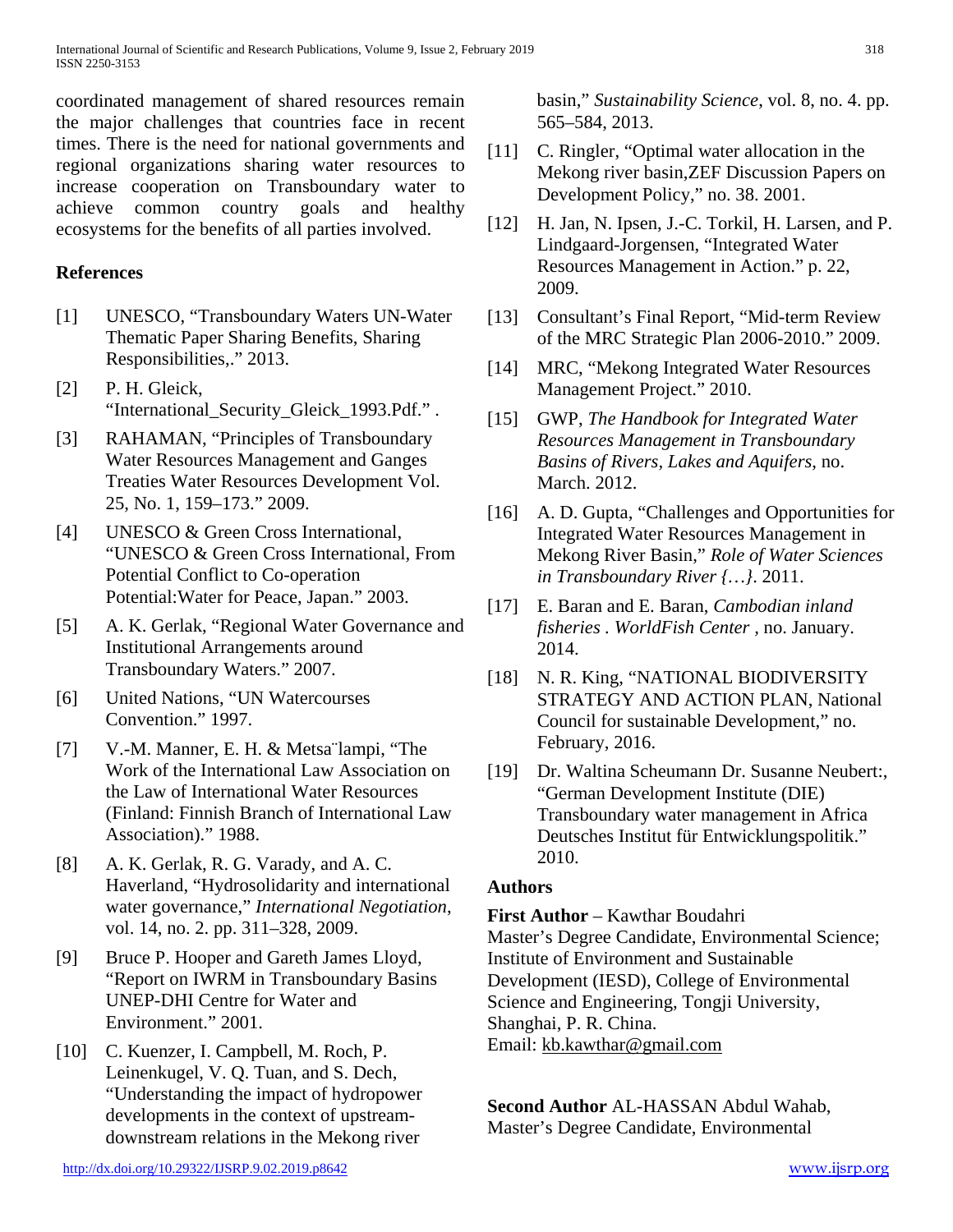coordinated management of shared resources remain the major challenges that countries face in recent times. There is the need for national governments and regional organizations sharing water resources to increase cooperation on Transboundary water to achieve common country goals and healthy ecosystems for the benefits of all parties involved.

## References

[1] UNESCO, "Transboundary Waters UN-Water Thematic Paper Sharing Benefits, Sharing Responsibilities,." 2013.

[2] P. H. Gleick, "International_Security_Gleick_1993.Pdf." .

[3] RAHAMAN, "Principles of Transboundary Water Resources Management and Ganges Treaties Water Resources Development Vol. 25, No. 1, 159–173." 2009.

[4] UNESCO & Green Cross International, "UNESCO & Green Cross International, From Potential Conflict to Co-operation Potential:Water for Peace, Japan." 2003.

[5] A. K. Gerlak, "Regional Water Governance and Institutional Arrangements around Transboundary Waters." 2007.

[6] United Nations, "UN Watercourses Convention." 1997.

[7] V.-M. Manner, E. H. & Metsa¨lampi, "The Work of the International Law Association on the Law of International Water Resources (Finland: Finnish Branch of International Law Association)." 1988.

[8] A. K. Gerlak, R. G. Varady, and A. C. Haverland, "Hydrosolidarity and international water governance," *International Negotiation*, vol. 14, no. 2. pp. 311–328, 2009.

[9] Bruce P. Hooper and Gareth James Lloyd, "Report on IWRM in Transboundary Basins UNEP-DHI Centre for Water and Environment." 2001.

[10] C. Kuenzer, I. Campbell, M. Roch, P. Leinenkugel, V. Q. Tuan, and S. Dech, "Understanding the impact of hydropower developments in the context of upstream-downstream relations in the Mekong river basin," *Sustainability Science*, vol. 8, no. 4. pp. 565–584, 2013.

[11] C. Ringler, "Optimal water allocation in the Mekong river basin,ZEF Discussion Papers on Development Policy," no. 38. 2001.

[12] H. Jan, N. Ipsen, J.-C. Torkil, H. Larsen, and P. Lindgaard-Jorgensen, "Integrated Water Resources Management in Action." p. 22, 2009.

[13] Consultant's Final Report, "Mid-term Review of the MRC Strategic Plan 2006-2010." 2009.

[14] MRC, "Mekong Integrated Water Resources Management Project." 2010.

[15] GWP, *The Handbook for Integrated Water Resources Management in Transboundary Basins of Rivers, Lakes and Aquifers*, no. March. 2012.

[16] A. D. Gupta, "Challenges and Opportunities for Integrated Water Resources Management in Mekong River Basin," *Role of Water Sciences in Transboundary River {…}*. 2011.

[17] E. Baran and E. Baran, *Cambodian inland fisheries . WorldFish Center* , no. January. 2014.

[18] N. R. King, "NATIONAL BIODIVERSITY STRATEGY AND ACTION PLAN, National Council for sustainable Development," no. February, 2016.

[19] Dr. Waltina Scheumann Dr. Susanne Neubert:, "German Development Institute (DIE) Transboundary water management in Africa Deutsches Institut für Entwicklungspolitik." 2010.

## Authors

**First Author** – Kawthar Boudahri
Master's Degree Candidate, Environmental Science; Institute of Environment and Sustainable Development (IESD), College of Environmental Science and Engineering, Tongji University, Shanghai, P. R. China.
Email: kb.kawthar@gmail.com

**Second Author** AL-HASSAN Abdul Wahab, Master's Degree Candidate, Environmental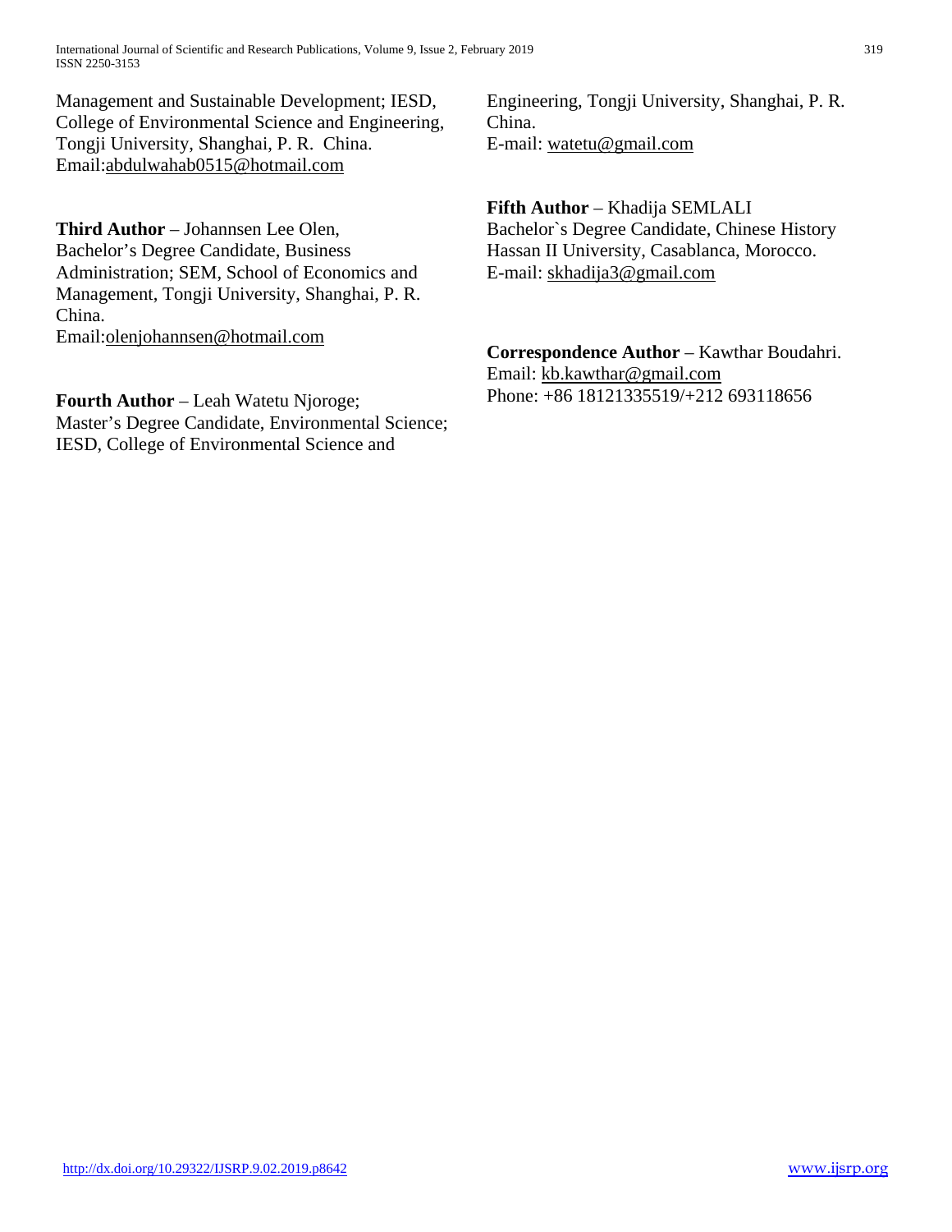Management and Sustainable Development; IESD, College of Environmental Science and Engineering, Tongji University, Shanghai, P. R. China.
Email:abdulwahab0515@hotmail.com

**Third Author** – Johannsen Lee Olen, Bachelor's Degree Candidate, Business Administration; SEM, School of Economics and Management, Tongji University, Shanghai, P. R. China.
Email:olenjohannsen@hotmail.com

**Fourth Author** – Leah Watetu Njoroge; Master's Degree Candidate, Environmental Science; IESD, College of Environmental Science and Engineering, Tongji University, Shanghai, P. R. China.
E-mail: watetu@gmail.com

**Fifth Author** – Khadija SEMLALI
Bachelor`s Degree Candidate, Chinese History Hassan II University, Casablanca, Morocco.
E-mail: skhadija3@gmail.com

**Correspondence Author** – Kawthar Boudahri.
Email: kb.kawthar@gmail.com
Phone: +86 18121335519/+212 693118656